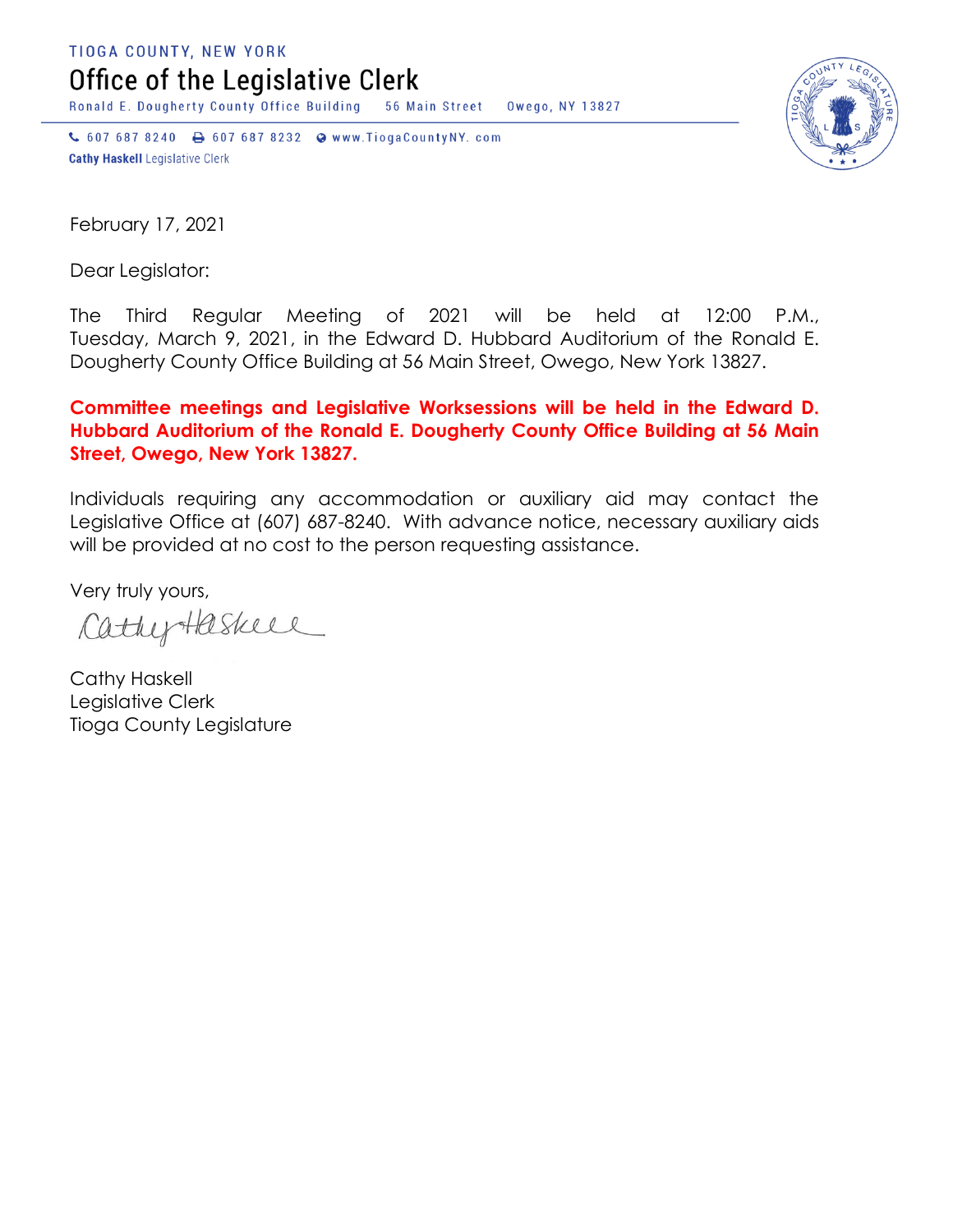TIOGA COUNTY, NEW YORK

# Office of the Legislative Clerk

Ronald E. Dougherty County Office Building 56 Main Street Owego, NY 13827

607 687 8240 607 687 8232 www.TiogaCountyNY. com

**Cathy Haskell** Legislative Clerk

February 17, 2021

Dear Legislator:

The Third Regular Meeting of 2021 will be held at 12:00 P.M., Tuesday, March 9, 2021, in the Edward D. Hubbard Auditorium of the Ronald E. Dougherty County Office Building at 56 Main Street, Owego, New York 13827.

**Committee meetings and Legislative Worksessions will be held in the Edward D. Hubbard Auditorium of the Ronald E. Dougherty County Office Building at 56 Main Street, Owego, New York 13827.**

Individuals requiring any accommodation or auxiliary aid may contact the Legislative Office at (607) 687-8240. With advance notice, necessary auxiliary aids will be provided at no cost to the person requesting assistance.

Very truly yours,

Cathy Haskell

Cathy Haskell
Legislative Clerk
Tioga County Legislature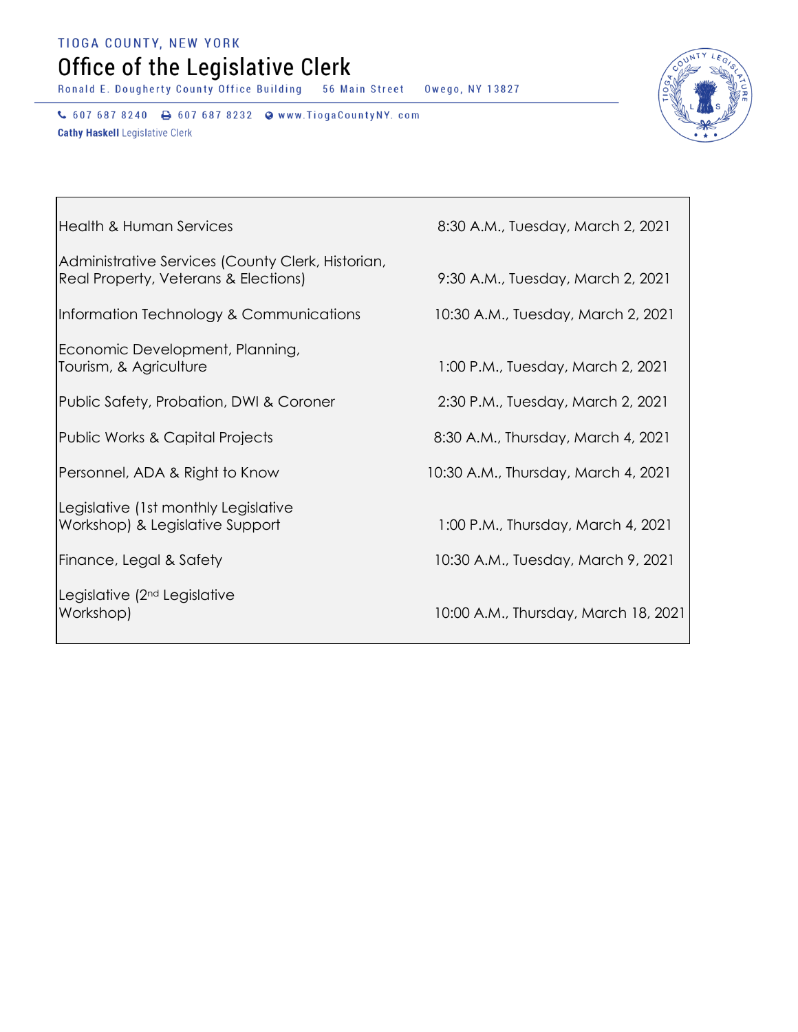TIOGA COUNTY, NEW YORK

# Office of the Legislative Clerk

Ronald E. Dougherty County Office Building 56 Main Street Owego, NY 13827

607 687 8240 607 687 8232 www.TiogaCountyNY. com

**Cathy Haskell** Legislative Clerk

| | |
|---|---|
| Health & Human Services | 8:30 A.M., Tuesday, March 2, 2021 |
| Administrative Services (County Clerk, Historian, Real Property, Veterans & Elections) | 9:30 A.M., Tuesday, March 2, 2021 |
| Information Technology & Communications | 10:30 A.M., Tuesday, March 2, 2021 |
| Economic Development, Planning, Tourism, & Agriculture | 1:00 P.M., Tuesday, March 2, 2021 |
| Public Safety, Probation, DWI & Coroner | 2:30 P.M., Tuesday, March 2, 2021 |
| Public Works & Capital Projects | 8:30 A.M., Thursday, March 4, 2021 |
| Personnel, ADA & Right to Know | 10:30 A.M., Thursday, March 4, 2021 |
| Legislative (1st monthly Legislative Workshop) & Legislative Support | 1:00 P.M., Thursday, March 4, 2021 |
| Finance, Legal & Safety | 10:30 A.M., Tuesday, March 9, 2021 |
| Legislative (2nd Legislative Workshop) | 10:00 A.M., Thursday, March 18, 2021 |